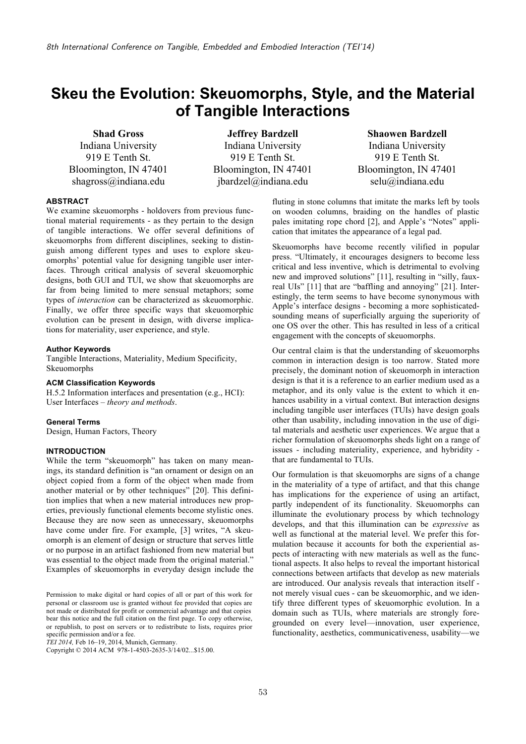# Skeu the Evolution: Skeuomorphs, Style, and the Material of Tangible Interactions

**Shad Gross**
Indiana University
919 E Tenth St.
Bloomington, IN 47401
shagross@indiana.edu

**Jeffrey Bardzell**
Indiana University
919 E Tenth St.
Bloomington, IN 47401
jbardzel@indiana.edu

**Shaowen Bardzell**
Indiana University
919 E Tenth St.
Bloomington, IN 47401
selu@indiana.edu

## ABSTRACT

We examine skeuomorphs - holdovers from previous functional material requirements - as they pertain to the design of tangible interactions. We offer several definitions of skeuomorphs from different disciplines, seeking to distinguish among different types and uses to explore skeuomorphs' potential value for designing tangible user interfaces. Through critical analysis of several skeuomorphic designs, both GUI and TUI, we show that skeuomorphs are far from being limited to mere sensual metaphors; some types of *interaction* can be characterized as skeuomorphic. Finally, we offer three specific ways that skeuomorphic evolution can be present in design, with diverse implications for materiality, user experience, and style.

### Author Keywords

Tangible Interactions, Materiality, Medium Specificity, Skeuomorphs

### ACM Classification Keywords

H.5.2 Information interfaces and presentation (e.g., HCI): User Interfaces – *theory and methods*.

### General Terms

Design, Human Factors, Theory

## INTRODUCTION

While the term "skeuomorph" has taken on many meanings, its standard definition is "an ornament or design on an object copied from a form of the object when made from another material or by other techniques" [20]. This definition implies that when a new material introduces new properties, previously functional elements become stylistic ones. Because they are now seen as unnecessary, skeuomorphs have come under fire. For example, [3] writes, "A skeuomorph is an element of design or structure that serves little or no purpose in an artifact fashioned from new material but was essential to the object made from the original material." Examples of skeuomorphs in everyday design include the fluting in stone columns that imitate the marks left by tools on wooden columns, braiding on the handles of plastic pales imitating rope chord [2], and Apple's "Notes" application that imitates the appearance of a legal pad.

Skeuomorphs have become recently vilified in popular press. "Ultimately, it encourages designers to become less critical and less inventive, which is detrimental to evolving new and improved solutions" [11], resulting in "silly, faux-real UIs" [11] that are "baffling and annoying" [21]. Interestingly, the term seems to have become synonymous with Apple's interface designs - becoming a more sophisticated-sounding means of superficially arguing the superiority of one OS over the other. This has resulted in less of a critical engagement with the concepts of skeuomorphs.

Our central claim is that the understanding of skeuomorphs common in interaction design is too narrow. Stated more precisely, the dominant notion of skeuomorph in interaction design is that it is a reference to an earlier medium used as a metaphor, and its only value is the extent to which it enhances usability in a virtual context. But interaction designs including tangible user interfaces (TUIs) have design goals other than usability, including innovation in the use of digital materials and aesthetic user experiences. We argue that a richer formulation of skeuomorphs sheds light on a range of issues - including materiality, experience, and hybridity - that are fundamental to TUIs.

Our formulation is that skeuomorphs are signs of a change in the materiality of a type of artifact, and that this change has implications for the experience of using an artifact, partly independent of its functionality. Skeuomorphs can illuminate the evolutionary process by which technology develops, and that this illumination can be *expressive* as well as functional at the material level. We prefer this formulation because it accounts for both the experiential aspects of interacting with new materials as well as the functional aspects. It also helps to reveal the important historical connections between artifacts that develop as new materials are introduced. Our analysis reveals that interaction itself - not merely visual cues - can be skeuomorphic, and we identify three different types of skeuomorphic evolution. In a domain such as TUIs, where materials are strongly foregrounded on every level—innovation, user experience, functionality, aesthetics, communicativeness, usability—we

Permission to make digital or hard copies of all or part of this work for personal or classroom use is granted without fee provided that copies are not made or distributed for profit or commercial advantage and that copies bear this notice and the full citation on the first page. To copy otherwise, or republish, to post on servers or to redistribute to lists, requires prior specific permission and/or a fee.
*TEI 2014,* Feb 16–19, 2014, Munich, Germany.
Copyright © 2014 ACM 978-1-4503-2635-3/14/02...$15.00.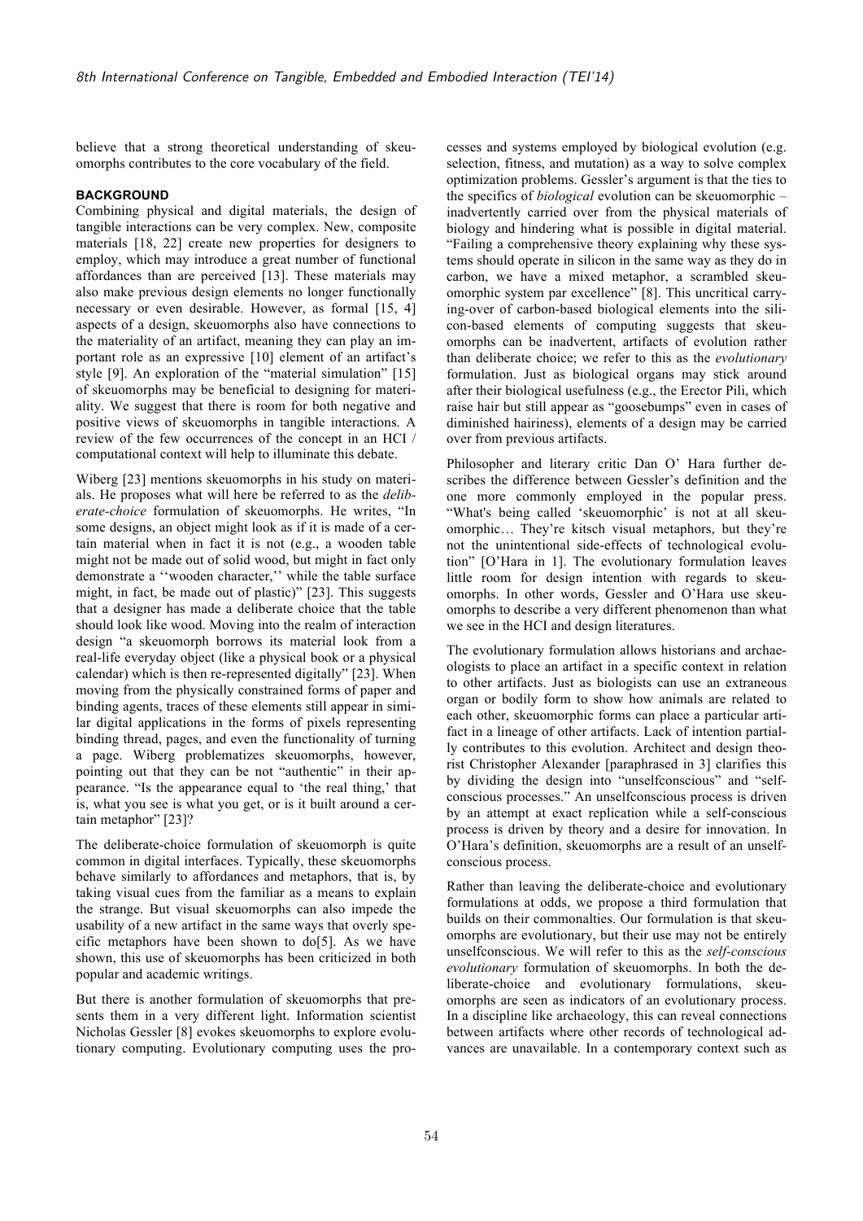believe that a strong theoretical understanding of skeuomorphs contributes to the core vocabulary of the field.

## BACKGROUND

Combining physical and digital materials, the design of tangible interactions can be very complex. New, composite materials [18, 22] create new properties for designers to employ, which may introduce a great number of functional affordances than are perceived [13]. These materials may also make previous design elements no longer functionally necessary or even desirable. However, as formal [15, 4] aspects of a design, skeuomorphs also have connections to the materiality of an artifact, meaning they can play an important role as an expressive [10] element of an artifact's style [9]. An exploration of the "material simulation" [15] of skeuomorphs may be beneficial to designing for materiality. We suggest that there is room for both negative and positive views of skeuomorphs in tangible interactions. A review of the few occurrences of the concept in an HCI / computational context will help to illuminate this debate.

Wiberg [23] mentions skeuomorphs in his study on materials. He proposes what will here be referred to as the *deliberate-choice* formulation of skeuomorphs. He writes, "In some designs, an object might look as if it is made of a certain material when in fact it is not (e.g., a wooden table might not be made out of solid wood, but might in fact only demonstrate a ''wooden character,'' while the table surface might, in fact, be made out of plastic)" [23]. This suggests that a designer has made a deliberate choice that the table should look like wood. Moving into the realm of interaction design "a skeuomorph borrows its material look from a real-life everyday object (like a physical book or a physical calendar) which is then re-represented digitally" [23]. When moving from the physically constrained forms of paper and binding agents, traces of these elements still appear in similar digital applications in the forms of pixels representing binding thread, pages, and even the functionality of turning a page. Wiberg problematizes skeuomorphs, however, pointing out that they can be not "authentic" in their appearance. "Is the appearance equal to 'the real thing,' that is, what you see is what you get, or is it built around a certain metaphor" [23]?

The deliberate-choice formulation of skeuomorph is quite common in digital interfaces. Typically, these skeuomorphs behave similarly to affordances and metaphors, that is, by taking visual cues from the familiar as a means to explain the strange. But visual skeuomorphs can also impede the usability of a new artifact in the same ways that overly specific metaphors have been shown to do[5]. As we have shown, this use of skeuomorphs has been criticized in both popular and academic writings.

But there is another formulation of skeuomorphs that presents them in a very different light. Information scientist Nicholas Gessler [8] evokes skeuomorphs to explore evolutionary computing. Evolutionary computing uses the processes and systems employed by biological evolution (e.g. selection, fitness, and mutation) as a way to solve complex optimization problems. Gessler's argument is that the ties to the specifics of *biological* evolution can be skeuomorphic – inadvertently carried over from the physical materials of biology and hindering what is possible in digital material. "Failing a comprehensive theory explaining why these systems should operate in silicon in the same way as they do in carbon, we have a mixed metaphor, a scrambled skeuomorphic system par excellence" [8]. This uncritical carrying-over of carbon-based biological elements into the silicon-based elements of computing suggests that skeuomorphs can be inadvertent, artifacts of evolution rather than deliberate choice; we refer to this as the *evolutionary* formulation. Just as biological organs may stick around after their biological usefulness (e.g., the Erector Pili, which raise hair but still appear as "goosebumps" even in cases of diminished hairiness), elements of a design may be carried over from previous artifacts.

Philosopher and literary critic Dan O' Hara further describes the difference between Gessler's definition and the one more commonly employed in the popular press. "What's being called 'skeuomorphic' is not at all skeuomorphic… They're kitsch visual metaphors, but they're not the unintentional side-effects of technological evolution" [O'Hara in 1]. The evolutionary formulation leaves little room for design intention with regards to skeuomorphs. In other words, Gessler and O'Hara use skeuomorphs to describe a very different phenomenon than what we see in the HCI and design literatures.

The evolutionary formulation allows historians and archaeologists to place an artifact in a specific context in relation to other artifacts. Just as biologists can use an extraneous organ or bodily form to show how animals are related to each other, skeuomorphic forms can place a particular artifact in a lineage of other artifacts. Lack of intention partially contributes to this evolution. Architect and design theorist Christopher Alexander [paraphrased in 3] clarifies this by dividing the design into "unselfconscious" and "self-conscious processes." An unselfconscious process is driven by an attempt at exact replication while a self-conscious process is driven by theory and a desire for innovation. In O'Hara's definition, skeuomorphs are a result of an unselfconscious process.

Rather than leaving the deliberate-choice and evolutionary formulations at odds, we propose a third formulation that builds on their commonalties. Our formulation is that skeuomorphs are evolutionary, but their use may not be entirely unselfconscious. We will refer to this as the *self-conscious evolutionary* formulation of skeuomorphs. In both the deliberate-choice and evolutionary formulations, skeuomorphs are seen as indicators of an evolutionary process. In a discipline like archaeology, this can reveal connections between artifacts where other records of technological advances are unavailable. In a contemporary context such as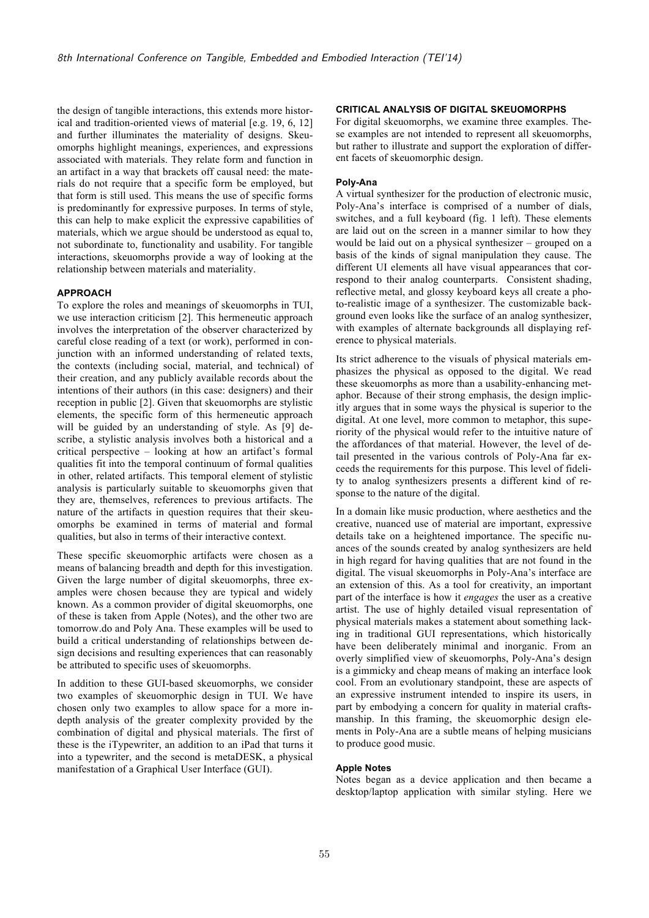the design of tangible interactions, this extends more historical and tradition-oriented views of material [e.g. 19, 6, 12] and further illuminates the materiality of designs. Skeuomorphs highlight meanings, experiences, and expressions associated with materials. They relate form and function in an artifact in a way that brackets off causal need: the materials do not require that a specific form be employed, but that form is still used. This means the use of specific forms is predominantly for expressive purposes. In terms of style, this can help to make explicit the expressive capabilities of materials, which we argue should be understood as equal to, not subordinate to, functionality and usability. For tangible interactions, skeuomorphs provide a way of looking at the relationship between materials and materiality.

## APPROACH

To explore the roles and meanings of skeuomorphs in TUI, we use interaction criticism [2]. This hermeneutic approach involves the interpretation of the observer characterized by careful close reading of a text (or work), performed in conjunction with an informed understanding of related texts, the contexts (including social, material, and technical) of their creation, and any publicly available records about the intentions of their authors (in this case: designers) and their reception in public [2]. Given that skeuomorphs are stylistic elements, the specific form of this hermeneutic approach will be guided by an understanding of style. As [9] describe, a stylistic analysis involves both a historical and a critical perspective – looking at how an artifact's formal qualities fit into the temporal continuum of formal qualities in other, related artifacts. This temporal element of stylistic analysis is particularly suitable to skeuomorphs given that they are, themselves, references to previous artifacts. The nature of the artifacts in question requires that their skeuomorphs be examined in terms of material and formal qualities, but also in terms of their interactive context.

These specific skeuomorphic artifacts were chosen as a means of balancing breadth and depth for this investigation. Given the large number of digital skeuomorphs, three examples were chosen because they are typical and widely known. As a common provider of digital skeuomorphs, one of these is taken from Apple (Notes), and the other two are tomorrow.do and Poly Ana. These examples will be used to build a critical understanding of relationships between design decisions and resulting experiences that can reasonably be attributed to specific uses of skeuomorphs.

In addition to these GUI-based skeuomorphs, we consider two examples of skeuomorphic design in TUI. We have chosen only two examples to allow space for a more in-depth analysis of the greater complexity provided by the combination of digital and physical materials. The first of these is the iTypewriter, an addition to an iPad that turns it into a typewriter, and the second is metaDESK, a physical manifestation of a Graphical User Interface (GUI).

## CRITICAL ANALYSIS OF DIGITAL SKEUOMORPHS

For digital skeuomorphs, we examine three examples. These examples are not intended to represent all skeuomorphs, but rather to illustrate and support the exploration of different facets of skeuomorphic design.

### Poly-Ana

A virtual synthesizer for the production of electronic music, Poly-Ana's interface is comprised of a number of dials, switches, and a full keyboard (fig. 1 left). These elements are laid out on the screen in a manner similar to how they would be laid out on a physical synthesizer – grouped on a basis of the kinds of signal manipulation they cause. The different UI elements all have visual appearances that correspond to their analog counterparts. Consistent shading, reflective metal, and glossy keyboard keys all create a photo-realistic image of a synthesizer. The customizable background even looks like the surface of an analog synthesizer, with examples of alternate backgrounds all displaying reference to physical materials.

Its strict adherence to the visuals of physical materials emphasizes the physical as opposed to the digital. We read these skeuomorphs as more than a usability-enhancing metaphor. Because of their strong emphasis, the design implicitly argues that in some ways the physical is superior to the digital. At one level, more common to metaphor, this superiority of the physical would refer to the intuitive nature of the affordances of that material. However, the level of detail presented in the various controls of Poly-Ana far exceeds the requirements for this purpose. This level of fidelity to analog synthesizers presents a different kind of response to the nature of the digital.

In a domain like music production, where aesthetics and the creative, nuanced use of material are important, expressive details take on a heightened importance. The specific nuances of the sounds created by analog synthesizers are held in high regard for having qualities that are not found in the digital. The visual skeuomorphs in Poly-Ana's interface are an extension of this. As a tool for creativity, an important part of the interface is how it *engages* the user as a creative artist. The use of highly detailed visual representation of physical materials makes a statement about something lacking in traditional GUI representations, which historically have been deliberately minimal and inorganic. From an overly simplified view of skeuomorphs, Poly-Ana's design is a gimmicky and cheap means of making an interface look cool. From an evolutionary standpoint, these are aspects of an expressive instrument intended to inspire its users, in part by embodying a concern for quality in material craftsmanship. In this framing, the skeuomorphic design elements in Poly-Ana are a subtle means of helping musicians to produce good music.

### Apple Notes

Notes began as a device application and then became a desktop/laptop application with similar styling. Here we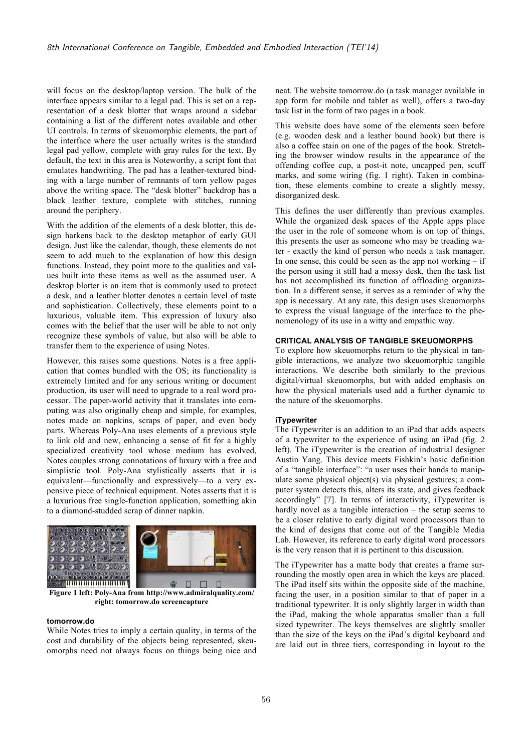will focus on the desktop/laptop version. The bulk of the interface appears similar to a legal pad. This is set on a representation of a desk blotter that wraps around a sidebar containing a list of the different notes available and other UI controls. In terms of skeuomorphic elements, the part of the interface where the user actually writes is the standard legal pad yellow, complete with gray rules for the text. By default, the text in this area is Noteworthy, a script font that emulates handwriting. The pad has a leather-textured binding with a large number of remnants of torn yellow pages above the writing space. The "desk blotter" backdrop has a black leather texture, complete with stitches, running around the periphery.

With the addition of the elements of a desk blotter, this design harkens back to the desktop metaphor of early GUI design. Just like the calendar, though, these elements do not seem to add much to the explanation of how this design functions. Instead, they point more to the qualities and values built into these items as well as the assumed user. A desktop blotter is an item that is commonly used to protect a desk, and a leather blotter denotes a certain level of taste and sophistication. Collectively, these elements point to a luxurious, valuable item. This expression of luxury also comes with the belief that the user will be able to not only recognize these symbols of value, but also will be able to transfer them to the experience of using Notes.

However, this raises some questions. Notes is a free application that comes bundled with the OS; its functionality is extremely limited and for any serious writing or document production, its user will need to upgrade to a real word processor. The paper-world activity that it translates into computing was also originally cheap and simple, for examples, notes made on napkins, scraps of paper, and even body parts. Whereas Poly-Ana uses elements of a previous style to link old and new, enhancing a sense of fit for a highly specialized creativity tool whose medium has evolved, Notes couples strong connotations of luxury with a free and simplistic tool. Poly-Ana stylistically asserts that it is equivalent—functionally and expressively—to a very expensive piece of technical equipment. Notes asserts that it is a luxurious free single-function application, something akin to a diamond-studded scrap of dinner napkin.

**Figure 1 left: Poly-Ana from http://www.admiralquality.com/ right: tomorrow.do screencapture**

### tomorrow.do

While Notes tries to imply a certain quality, in terms of the cost and durability of the objects being represented, skeuomorphs need not always focus on things being nice and neat. The website tomorrow.do (a task manager available in app form for mobile and tablet as well), offers a two-day task list in the form of two pages in a book.

This website does have some of the elements seen before (e.g. wooden desk and a leather bound book) but there is also a coffee stain on one of the pages of the book. Stretching the browser window results in the appearance of the offending coffee cup, a post-it note, uncapped pen, scuff marks, and some wiring (fig. 1 right). Taken in combination, these elements combine to create a slightly messy, disorganized desk.

This defines the user differently than previous examples. While the organized desk spaces of the Apple apps place the user in the role of someone whom is on top of things, this presents the user as someone who may be treading water - exactly the kind of person who needs a task manager. In one sense, this could be seen as the app not working – if the person using it still had a messy desk, then the task list has not accomplished its function of offloading organization. In a different sense, it serves as a reminder of why the app is necessary. At any rate, this design uses skeuomorphs to express the visual language of the interface to the phenomenology of its use in a witty and empathic way.

## CRITICAL ANALYSIS OF TANGIBLE SKEUOMORPHS

To explore how skeuomorphs return to the physical in tangible interactions, we analyze two skeuomorphic tangible interactions. We describe both similarly to the previous digital/virtual skeuomorphs, but with added emphasis on how the physical materials used add a further dynamic to the nature of the skeuomorphs.

### iTypewriter

The iTypewriter is an addition to an iPad that adds aspects of a typewriter to the experience of using an iPad (fig. 2 left). The iTypewriter is the creation of industrial designer Austin Yang. This device meets Fishkin's basic definition of a "tangible interface": "a user uses their hands to manipulate some physical object(s) via physical gestures; a computer system detects this, alters its state, and gives feedback accordingly" [7]. In terms of interactivity, iTypewriter is hardly novel as a tangible interaction – the setup seems to be a closer relative to early digital word processors than to the kind of designs that come out of the Tangible Media Lab. However, its reference to early digital word processors is the very reason that it is pertinent to this discussion.

The iTypewriter has a matte body that creates a frame surrounding the mostly open area in which the keys are placed. The iPad itself sits within the opposite side of the machine, facing the user, in a position similar to that of paper in a traditional typewriter. It is only slightly larger in width than the iPad, making the whole apparatus smaller than a full sized typewriter. The keys themselves are slightly smaller than the size of the keys on the iPad's digital keyboard and are laid out in three tiers, corresponding in layout to the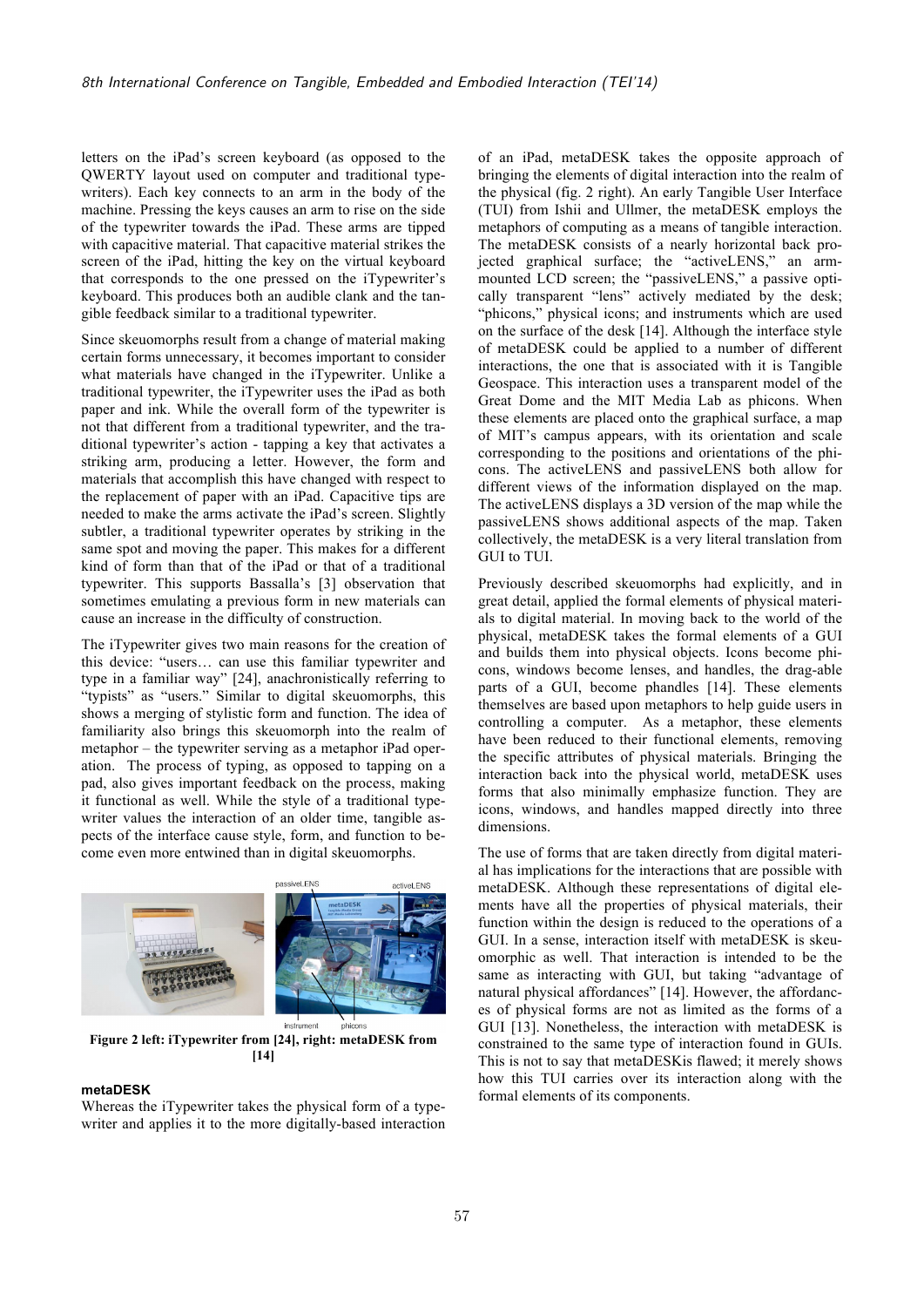letters on the iPad's screen keyboard (as opposed to the QWERTY layout used on computer and traditional typewriters). Each key connects to an arm in the body of the machine. Pressing the keys causes an arm to rise on the side of the typewriter towards the iPad. These arms are tipped with capacitive material. That capacitive material strikes the screen of the iPad, hitting the key on the virtual keyboard that corresponds to the one pressed on the iTypewriter's keyboard. This produces both an audible clank and the tangible feedback similar to a traditional typewriter.

Since skeuomorphs result from a change of material making certain forms unnecessary, it becomes important to consider what materials have changed in the iTypewriter. Unlike a traditional typewriter, the iTypewriter uses the iPad as both paper and ink. While the overall form of the typewriter is not that different from a traditional typewriter, and the traditional typewriter's action - tapping a key that activates a striking arm, producing a letter. However, the form and materials that accomplish this have changed with respect to the replacement of paper with an iPad. Capacitive tips are needed to make the arms activate the iPad's screen. Slightly subtler, a traditional typewriter operates by striking in the same spot and moving the paper. This makes for a different kind of form than that of the iPad or that of a traditional typewriter. This supports Bassalla's [3] observation that sometimes emulating a previous form in new materials can cause an increase in the difficulty of construction.

The iTypewriter gives two main reasons for the creation of this device: "users… can use this familiar typewriter and type in a familiar way" [24], anachronistically referring to "typists" as "users." Similar to digital skeuomorphs, this shows a merging of stylistic form and function. The idea of familiarity also brings this skeuomorph into the realm of metaphor – the typewriter serving as a metaphor iPad operation. The process of typing, as opposed to tapping on a pad, also gives important feedback on the process, making it functional as well. While the style of a traditional typewriter values the interaction of an older time, tangible aspects of the interface cause style, form, and function to become even more entwined than in digital skeuomorphs.

passiveLENS

activeLENS

instrument

phicons

**Figure 2 left: iTypewriter from [24], right: metaDESK from [14]**

### metaDESK

Whereas the iTypewriter takes the physical form of a typewriter and applies it to the more digitally-based interaction of an iPad, metaDESK takes the opposite approach of bringing the elements of digital interaction into the realm of the physical (fig. 2 right). An early Tangible User Interface (TUI) from Ishii and Ullmer, the metaDESK employs the metaphors of computing as a means of tangible interaction. The metaDESK consists of a nearly horizontal back projected graphical surface; the "activeLENS," an arm-mounted LCD screen; the "passiveLENS," a passive optically transparent "lens" actively mediated by the desk; "phicons," physical icons; and instruments which are used on the surface of the desk [14]. Although the interface style of metaDESK could be applied to a number of different interactions, the one that is associated with it is Tangible Geospace. This interaction uses a transparent model of the Great Dome and the MIT Media Lab as phicons. When these elements are placed onto the graphical surface, a map of MIT's campus appears, with its orientation and scale corresponding to the positions and orientations of the phicons. The activeLENS and passiveLENS both allow for different views of the information displayed on the map. The activeLENS displays a 3D version of the map while the passiveLENS shows additional aspects of the map. Taken collectively, the metaDESK is a very literal translation from GUI to TUI.

Previously described skeuomorphs had explicitly, and in great detail, applied the formal elements of physical materials to digital material. In moving back to the world of the physical, metaDESK takes the formal elements of a GUI and builds them into physical objects. Icons become phicons, windows become lenses, and handles, the drag-able parts of a GUI, become phandles [14]. These elements themselves are based upon metaphors to help guide users in controlling a computer. As a metaphor, these elements have been reduced to their functional elements, removing the specific attributes of physical materials. Bringing the interaction back into the physical world, metaDESK uses forms that also minimally emphasize function. They are icons, windows, and handles mapped directly into three dimensions.

The use of forms that are taken directly from digital material has implications for the interactions that are possible with metaDESK. Although these representations of digital elements have all the properties of physical materials, their function within the design is reduced to the operations of a GUI. In a sense, interaction itself with metaDESK is skeuomorphic as well. That interaction is intended to be the same as interacting with GUI, but taking "advantage of natural physical affordances" [14]. However, the affordances of physical forms are not as limited as the forms of a GUI [13]. Nonetheless, the interaction with metaDESK is constrained to the same type of interaction found in GUIs. This is not to say that metaDESKis flawed; it merely shows how this TUI carries over its interaction along with the formal elements of its components.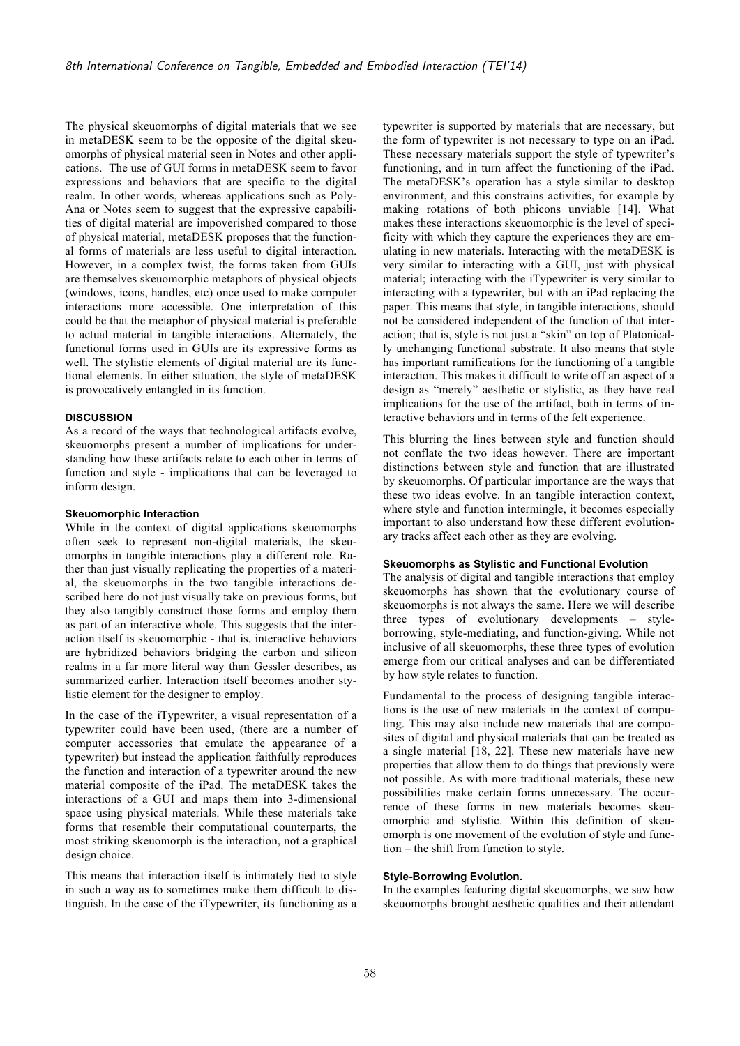The physical skeuomorphs of digital materials that we see in metaDESK seem to be the opposite of the digital skeuomorphs of physical material seen in Notes and other applications. The use of GUI forms in metaDESK seem to favor expressions and behaviors that are specific to the digital realm. In other words, whereas applications such as Poly-Ana or Notes seem to suggest that the expressive capabilities of digital material are impoverished compared to those of physical material, metaDESK proposes that the functional forms of materials are less useful to digital interaction. However, in a complex twist, the forms taken from GUIs are themselves skeuomorphic metaphors of physical objects (windows, icons, handles, etc) once used to make computer interactions more accessible. One interpretation of this could be that the metaphor of physical material is preferable to actual material in tangible interactions. Alternately, the functional forms used in GUIs are its expressive forms as well. The stylistic elements of digital material are its functional elements. In either situation, the style of metaDESK is provocatively entangled in its function.

### DISCUSSION

As a record of the ways that technological artifacts evolve, skeuomorphs present a number of implications for understanding how these artifacts relate to each other in terms of function and style - implications that can be leveraged to inform design.

#### Skeuomorphic Interaction

While in the context of digital applications skeuomorphs often seek to represent non-digital materials, the skeuomorphs in tangible interactions play a different role. Rather than just visually replicating the properties of a material, the skeuomorphs in the two tangible interactions described here do not just visually take on previous forms, but they also tangibly construct those forms and employ them as part of an interactive whole. This suggests that the interaction itself is skeuomorphic - that is, interactive behaviors are hybridized behaviors bridging the carbon and silicon realms in a far more literal way than Gessler describes, as summarized earlier. Interaction itself becomes another stylistic element for the designer to employ.

In the case of the iTypewriter, a visual representation of a typewriter could have been used, (there are a number of computer accessories that emulate the appearance of a typewriter) but instead the application faithfully reproduces the function and interaction of a typewriter around the new material composite of the iPad. The metaDESK takes the interactions of a GUI and maps them into 3-dimensional space using physical materials. While these materials take forms that resemble their computational counterparts, the most striking skeuomorph is the interaction, not a graphical design choice.

This means that interaction itself is intimately tied to style in such a way as to sometimes make them difficult to distinguish. In the case of the iTypewriter, its functioning as a typewriter is supported by materials that are necessary, but the form of typewriter is not necessary to type on an iPad. These necessary materials support the style of typewriter's functioning, and in turn affect the functioning of the iPad. The metaDESK's operation has a style similar to desktop environment, and this constrains activities, for example by making rotations of both phicons unviable [14]. What makes these interactions skeuomorphic is the level of specificity with which they capture the experiences they are emulating in new materials. Interacting with the metaDESK is very similar to interacting with a GUI, just with physical material; interacting with the iTypewriter is very similar to interacting with a typewriter, but with an iPad replacing the paper. This means that style, in tangible interactions, should not be considered independent of the function of that interaction; that is, style is not just a "skin" on top of Platonically unchanging functional substrate. It also means that style has important ramifications for the functioning of a tangible interaction. This makes it difficult to write off an aspect of a design as "merely" aesthetic or stylistic, as they have real implications for the use of the artifact, both in terms of interactive behaviors and in terms of the felt experience.

This blurring the lines between style and function should not conflate the two ideas however. There are important distinctions between style and function that are illustrated by skeuomorphs. Of particular importance are the ways that these two ideas evolve. In an tangible interaction context, where style and function intermingle, it becomes especially important to also understand how these different evolutionary tracks affect each other as they are evolving.

#### Skeuomorphs as Stylistic and Functional Evolution

The analysis of digital and tangible interactions that employ skeuomorphs has shown that the evolutionary course of skeuomorphs is not always the same. Here we will describe three types of evolutionary developments – style-borrowing, style-mediating, and function-giving. While not inclusive of all skeuomorphs, these three types of evolution emerge from our critical analyses and can be differentiated by how style relates to function.

Fundamental to the process of designing tangible interactions is the use of new materials in the context of computing. This may also include new materials that are composites of digital and physical materials that can be treated as a single material [18, 22]. These new materials have new properties that allow them to do things that previously were not possible. As with more traditional materials, these new possibilities make certain forms unnecessary. The occurrence of these forms in new materials becomes skeuomorphic and stylistic. Within this definition of skeuomorph is one movement of the evolution of style and function – the shift from function to style.

#### Style-Borrowing Evolution.

In the examples featuring digital skeuomorphs, we saw how skeuomorphs brought aesthetic qualities and their attendant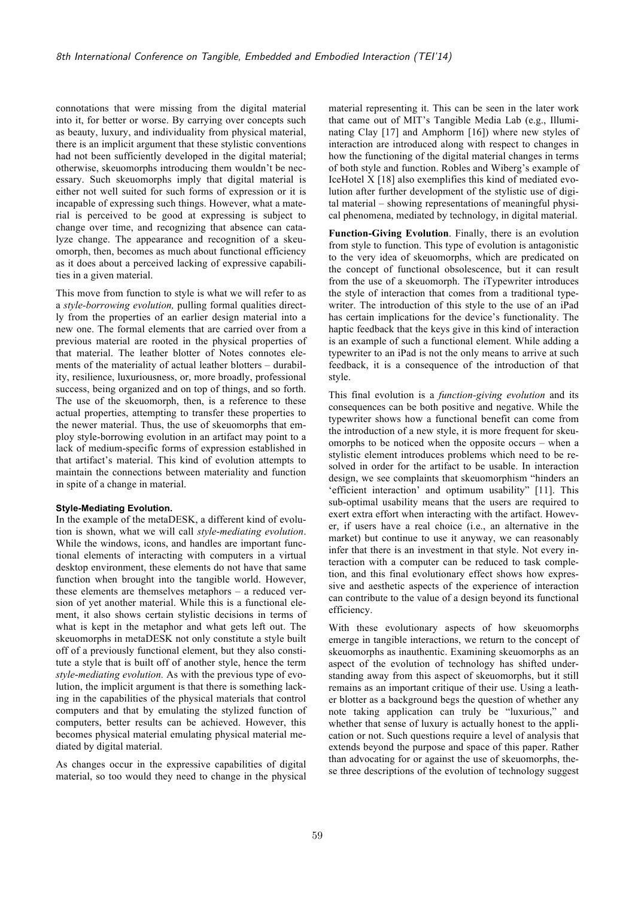connotations that were missing from the digital material into it, for better or worse. By carrying over concepts such as beauty, luxury, and individuality from physical material, there is an implicit argument that these stylistic conventions had not been sufficiently developed in the digital material; otherwise, skeuomorphs introducing them wouldn't be necessary. Such skeuomorphs imply that digital material is either not well suited for such forms of expression or it is incapable of expressing such things. However, what a material is perceived to be good at expressing is subject to change over time, and recognizing that absence can catalyze change. The appearance and recognition of a skeuomorph, then, becomes as much about functional efficiency as it does about a perceived lacking of expressive capabilities in a given material.

This move from function to style is what we will refer to as a *style-borrowing evolution,* pulling formal qualities directly from the properties of an earlier design material into a new one. The formal elements that are carried over from a previous material are rooted in the physical properties of that material. The leather blotter of Notes connotes elements of the materiality of actual leather blotters – durability, resilience, luxuriousness, or, more broadly, professional success, being organized and on top of things, and so forth. The use of the skeuomorph, then, is a reference to these actual properties, attempting to transfer these properties to the newer material. Thus, the use of skeuomorphs that employ style-borrowing evolution in an artifact may point to a lack of medium-specific forms of expression established in that artifact's material. This kind of evolution attempts to maintain the connections between materiality and function in spite of a change in material.

#### Style-Mediating Evolution.

In the example of the metaDESK, a different kind of evolution is shown, what we will call *style-mediating evolution*. While the windows, icons, and handles are important functional elements of interacting with computers in a virtual desktop environment, these elements do not have that same function when brought into the tangible world. However, these elements are themselves metaphors – a reduced version of yet another material. While this is a functional element, it also shows certain stylistic decisions in terms of what is kept in the metaphor and what gets left out. The skeuomorphs in metaDESK not only constitute a style built off of a previously functional element, but they also constitute a style that is built off of another style, hence the term *style-mediating evolution.* As with the previous type of evolution, the implicit argument is that there is something lacking in the capabilities of the physical materials that control computers and that by emulating the stylized function of computers, better results can be achieved. However, this becomes physical material emulating physical material mediated by digital material.

As changes occur in the expressive capabilities of digital material, so too would they need to change in the physical material representing it. This can be seen in the later work that came out of MIT's Tangible Media Lab (e.g., Illuminating Clay [17] and Amphorm [16]) where new styles of interaction are introduced along with respect to changes in how the functioning of the digital material changes in terms of both style and function. Robles and Wiberg's example of IceHotel X [18] also exemplifies this kind of mediated evolution after further development of the stylistic use of digital material – showing representations of meaningful physical phenomena, mediated by technology, in digital material.

**Function-Giving Evolution**. Finally, there is an evolution from style to function. This type of evolution is antagonistic to the very idea of skeuomorphs, which are predicated on the concept of functional obsolescence, but it can result from the use of a skeuomorph. The iTypewriter introduces the style of interaction that comes from a traditional typewriter. The introduction of this style to the use of an iPad has certain implications for the device's functionality. The haptic feedback that the keys give in this kind of interaction is an example of such a functional element. While adding a typewriter to an iPad is not the only means to arrive at such feedback, it is a consequence of the introduction of that style.

This final evolution is a *function-giving evolution* and its consequences can be both positive and negative. While the typewriter shows how a functional benefit can come from the introduction of a new style, it is more frequent for skeuomorphs to be noticed when the opposite occurs – when a stylistic element introduces problems which need to be resolved in order for the artifact to be usable. In interaction design, we see complaints that skeuomorphism "hinders an 'efficient interaction' and optimum usability" [11]. This sub-optimal usability means that the users are required to exert extra effort when interacting with the artifact. However, if users have a real choice (i.e., an alternative in the market) but continue to use it anyway, we can reasonably infer that there is an investment in that style. Not every interaction with a computer can be reduced to task completion, and this final evolutionary effect shows how expressive and aesthetic aspects of the experience of interaction can contribute to the value of a design beyond its functional efficiency.

With these evolutionary aspects of how skeuomorphs emerge in tangible interactions, we return to the concept of skeuomorphs as inauthentic. Examining skeuomorphs as an aspect of the evolution of technology has shifted understanding away from this aspect of skeuomorphs, but it still remains as an important critique of their use. Using a leather blotter as a background begs the question of whether any note taking application can truly be "luxurious," and whether that sense of luxury is actually honest to the application or not. Such questions require a level of analysis that extends beyond the purpose and space of this paper. Rather than advocating for or against the use of skeuomorphs, these three descriptions of the evolution of technology suggest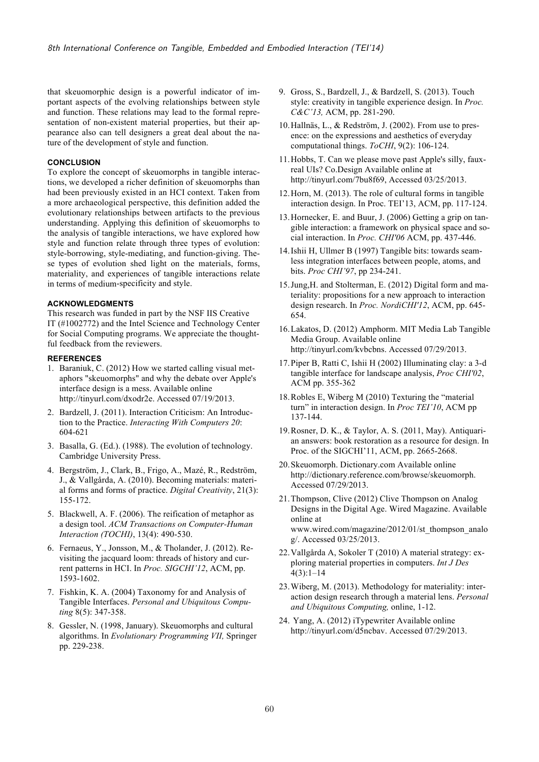that skeuomorphic design is a powerful indicator of important aspects of the evolving relationships between style and function. These relations may lead to the formal representation of non-existent material properties, but their appearance also can tell designers a great deal about the nature of the development of style and function.

## CONCLUSION

To explore the concept of skeuomorphs in tangible interactions, we developed a richer definition of skeuomorphs than had been previously existed in an HCI context. Taken from a more archaeological perspective, this definition added the evolutionary relationships between artifacts to the previous understanding. Applying this definition of skeuomorphs to the analysis of tangible interactions, we have explored how style and function relate through three types of evolution: style-borrowing, style-mediating, and function-giving. These types of evolution shed light on the materials, forms, materiality, and experiences of tangible interactions relate in terms of medium-specificity and style.

## ACKNOWLEDGMENTS

This research was funded in part by the NSF IIS Creative IT (#1002772) and the Intel Science and Technology Center for Social Computing programs. We appreciate the thoughtful feedback from the reviewers.

## REFERENCES

1. Baraniuk, C. (2012) How we started calling visual metaphors "skeuomorphs" and why the debate over Apple's interface design is a mess. Available online http://tinyurl.com/dxodr2e. Accessed 07/19/2013.
2. Bardzell, J. (2011). Interaction Criticism: An Introduction to the Practice. *Interacting With Computers 20*: 604-621
3. Basalla, G. (Ed.). (1988). The evolution of technology. Cambridge University Press.
4. Bergström, J., Clark, B., Frigo, A., Mazé, R., Redström, J., & Vallgårda, A. (2010). Becoming materials: material forms and forms of practice. *Digital Creativity*, 21(3): 155-172.
5. Blackwell, A. F. (2006). The reification of metaphor as a design tool. *ACM Transactions on Computer-Human Interaction (TOCHI)*, 13(4): 490-530.
6. Fernaeus, Y., Jonsson, M., & Tholander, J. (2012). Revisiting the jacquard loom: threads of history and current patterns in HCI. In *Proc. SIGCHI'12*, ACM, pp. 1593-1602.
7. Fishkin, K. A. (2004) Taxonomy for and Analysis of Tangible Interfaces. *Personal and Ubiquitous Computing* 8(5): 347-358.
8. Gessler, N. (1998, January). Skeuomorphs and cultural algorithms. In *Evolutionary Programming VII,* Springer pp. 229-238.
9. Gross, S., Bardzell, J., & Bardzell, S. (2013). Touch style: creativity in tangible experience design. In *Proc. C&C'13,* ACM, pp. 281-290.
10. Hallnäs, L., & Redström, J. (2002). From use to presence: on the expressions and aesthetics of everyday computational things. *ToCHI*, 9(2): 106-124.
11. Hobbs, T. Can we please move past Apple's silly, faux-real UIs? Co.Design Available online at http://tinyurl.com/7bu8f69, Accessed 03/25/2013.
12. Horn, M. (2013). The role of cultural forms in tangible interaction design. In Proc. TEI'13, ACM, pp. 117-124.
13. Hornecker, E. and Buur, J. (2006) Getting a grip on tangible interaction: a framework on physical space and social interaction. In *Proc. CHI'06* ACM, pp. 437-446.
14. Ishii H, Ullmer B (1997) Tangible bits: towards seamless integration interfaces between people, atoms, and bits. *Proc CHI'97*, pp 234-241.
15. Jung,H. and Stolterman, E. (2012) Digital form and materiality: propositions for a new approach to interaction design research. In *Proc. NordiCHI'12*, ACM, pp. 645-654.
16. Lakatos, D. (2012) Amphorm. MIT Media Lab Tangible Media Group. Available online http://tinyurl.com/kvbcbns. Accessed 07/29/2013.
17. Piper B, Ratti C, Ishii H (2002) Illuminating clay: a 3-d tangible interface for landscape analysis, *Proc CHI'02*, ACM pp. 355-362
18. Robles E, Wiberg M (2010) Texturing the "material turn" in interaction design. In *Proc TEI'10*, ACM pp 137-144.
19. Rosner, D. K., & Taylor, A. S. (2011, May). Antiquarian answers: book restoration as a resource for design. In Proc. of the SIGCHI'11, ACM, pp. 2665-2668.
20. Skeuomorph. Dictionary.com Available online http://dictionary.reference.com/browse/skeuomorph. Accessed 07/29/2013.
21. Thompson, Clive (2012) Clive Thompson on Analog Designs in the Digital Age. Wired Magazine. Available online at www.wired.com/magazine/2012/01/st_thompson_analog/. Accessed 03/25/2013.
22. Vallgårda A, Sokoler T (2010) A material strategy: exploring material properties in computers. *Int J Des* 4(3):1–14
23. Wiberg, M. (2013). Methodology for materiality: interaction design research through a material lens. *Personal and Ubiquitous Computing,* online, 1-12.
24. Yang, A. (2012) iTypewriter Available online http://tinyurl.com/d5ncbav. Accessed 07/29/2013.